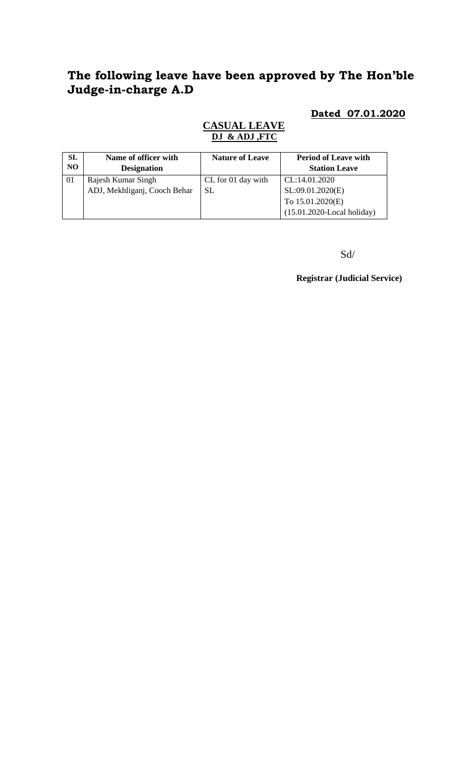# The following leave have been approved by The Hon'ble Judge-in-charge A.D

**Dated 07.01.2020**

**CASUAL LEAVE**

**DJ & ADJ ,FTC**

| SL NO | Name of officer with Designation | Nature of Leave | Period of Leave with Station Leave |
|---|---|---|---|
| 01 | Rajesh Kumar Singh<br>ADJ, Mekhliganj, Cooch Behar | CL for 01 day with SL | CL:14.01.2020<br>SL:09.01.2020(E)<br>To 15.01.2020(E)<br>(15.01.2020-Local holiday) |

Sd/

**Registrar (Judicial Service)**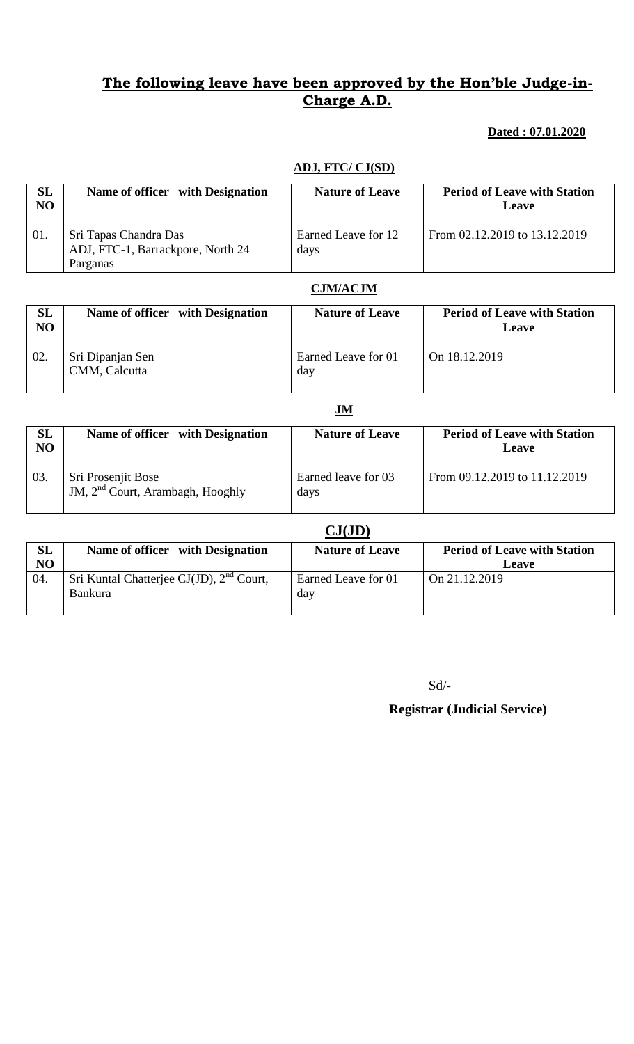## **The following leave have been approved by the Hon'ble Judge-in-Charge A.D.**

**Dated : 07.01.2020**

### ADJ, FTC/ CJ(SD)

| SL NO | Name of officer with Designation | Nature of Leave | Period of Leave with Station Leave |
|---|---|---|---|
| 01. | Sri Tapas Chandra Das ADJ, FTC-1, Barrackpore, North 24 Parganas | Earned Leave for 12 days | From 02.12.2019 to 13.12.2019 |

### CJM/ACJM

| SL NO | Name of officer with Designation | Nature of Leave | Period of Leave with Station Leave |
|---|---|---|---|
| 02. | Sri Dipanjan Sen CMM, Calcutta | Earned Leave for 01 day | On 18.12.2019 |

### JM

| SL NO | Name of officer with Designation | Nature of Leave | Period of Leave with Station Leave |
|---|---|---|---|
| 03. | Sri Prosenjit Bose JM, 2nd Court, Arambagh, Hooghly | Earned leave for 03 days | From 09.12.2019 to 11.12.2019 |

### CJ(JD)

| SL NO | Name of officer with Designation | Nature of Leave | Period of Leave with Station Leave |
|---|---|---|---|
| 04. | Sri Kuntal Chatterjee CJ(JD), 2nd Court, Bankura | Earned Leave for 01 day | On 21.12.2019 |

Sd/-

**Registrar (Judicial Service)**